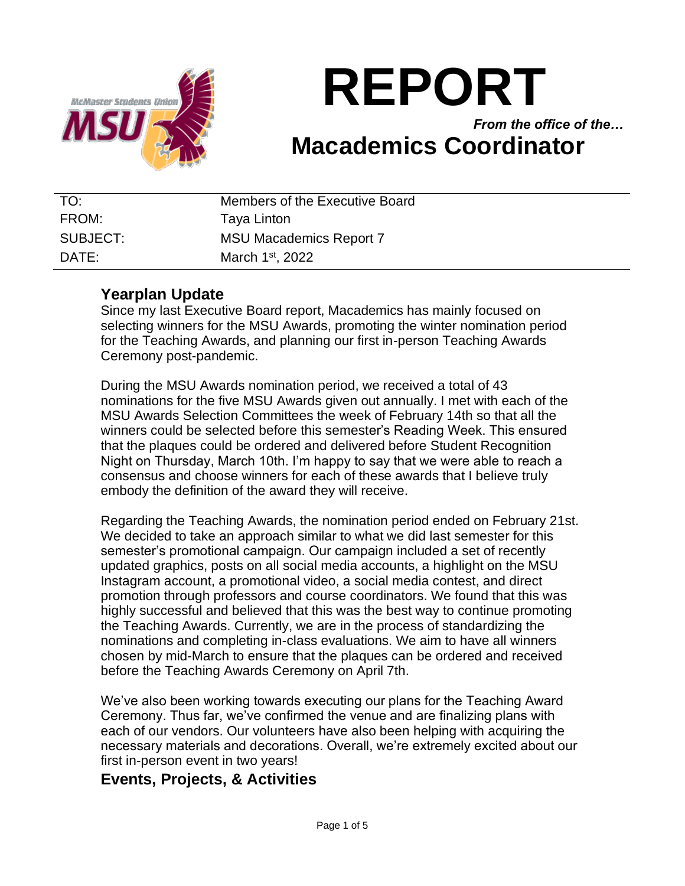# REPORT

*From the office of the…*

## Macademics Coordinator

| | |
|---|---|
| TO: | Members of the Executive Board |
| FROM: | Taya Linton |
| SUBJECT: | MSU Macademics Report 7 |
| DATE: | March 1st, 2022 |

### Yearplan Update

Since my last Executive Board report, Macademics has mainly focused on selecting winners for the MSU Awards, promoting the winter nomination period for the Teaching Awards, and planning our first in-person Teaching Awards Ceremony post-pandemic.

During the MSU Awards nomination period, we received a total of 43 nominations for the five MSU Awards given out annually. I met with each of the MSU Awards Selection Committees the week of February 14th so that all the winners could be selected before this semester's Reading Week. This ensured that the plaques could be ordered and delivered before Student Recognition Night on Thursday, March 10th. I'm happy to say that we were able to reach a consensus and choose winners for each of these awards that I believe truly embody the definition of the award they will receive.

Regarding the Teaching Awards, the nomination period ended on February 21st. We decided to take an approach similar to what we did last semester for this semester's promotional campaign. Our campaign included a set of recently updated graphics, posts on all social media accounts, a highlight on the MSU Instagram account, a promotional video, a social media contest, and direct promotion through professors and course coordinators. We found that this was highly successful and believed that this was the best way to continue promoting the Teaching Awards. Currently, we are in the process of standardizing the nominations and completing in-class evaluations. We aim to have all winners chosen by mid-March to ensure that the plaques can be ordered and received before the Teaching Awards Ceremony on April 7th.

We've also been working towards executing our plans for the Teaching Award Ceremony. Thus far, we've confirmed the venue and are finalizing plans with each of our vendors. Our volunteers have also been helping with acquiring the necessary materials and decorations. Overall, we're extremely excited about our first in-person event in two years!

### Events, Projects, & Activities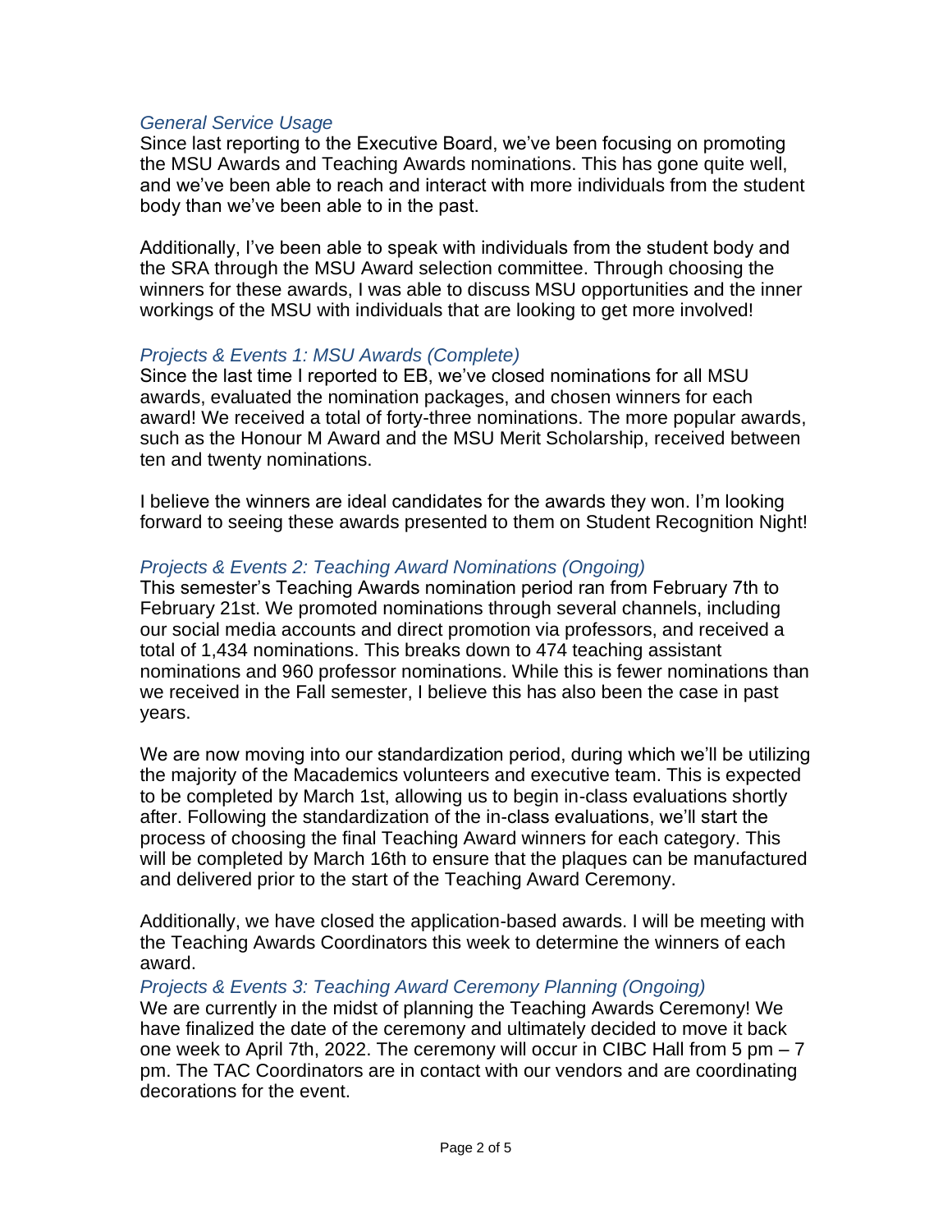### *General Service Usage*

Since last reporting to the Executive Board, we've been focusing on promoting the MSU Awards and Teaching Awards nominations. This has gone quite well, and we've been able to reach and interact with more individuals from the student body than we've been able to in the past.

Additionally, I've been able to speak with individuals from the student body and the SRA through the MSU Award selection committee. Through choosing the winners for these awards, I was able to discuss MSU opportunities and the inner workings of the MSU with individuals that are looking to get more involved!

### *Projects & Events 1: MSU Awards (Complete)*

Since the last time I reported to EB, we've closed nominations for all MSU awards, evaluated the nomination packages, and chosen winners for each award! We received a total of forty-three nominations. The more popular awards, such as the Honour M Award and the MSU Merit Scholarship, received between ten and twenty nominations.

I believe the winners are ideal candidates for the awards they won. I'm looking forward to seeing these awards presented to them on Student Recognition Night!

### *Projects & Events 2: Teaching Award Nominations (Ongoing)*

This semester's Teaching Awards nomination period ran from February 7th to February 21st. We promoted nominations through several channels, including our social media accounts and direct promotion via professors, and received a total of 1,434 nominations. This breaks down to 474 teaching assistant nominations and 960 professor nominations. While this is fewer nominations than we received in the Fall semester, I believe this has also been the case in past years.

We are now moving into our standardization period, during which we'll be utilizing the majority of the Macademics volunteers and executive team. This is expected to be completed by March 1st, allowing us to begin in-class evaluations shortly after. Following the standardization of the in-class evaluations, we'll start the process of choosing the final Teaching Award winners for each category. This will be completed by March 16th to ensure that the plaques can be manufactured and delivered prior to the start of the Teaching Award Ceremony.

Additionally, we have closed the application-based awards. I will be meeting with the Teaching Awards Coordinators this week to determine the winners of each award.

### *Projects & Events 3: Teaching Award Ceremony Planning (Ongoing)*

We are currently in the midst of planning the Teaching Awards Ceremony! We have finalized the date of the ceremony and ultimately decided to move it back one week to April 7th, 2022. The ceremony will occur in CIBC Hall from 5 pm – 7 pm. The TAC Coordinators are in contact with our vendors and are coordinating decorations for the event.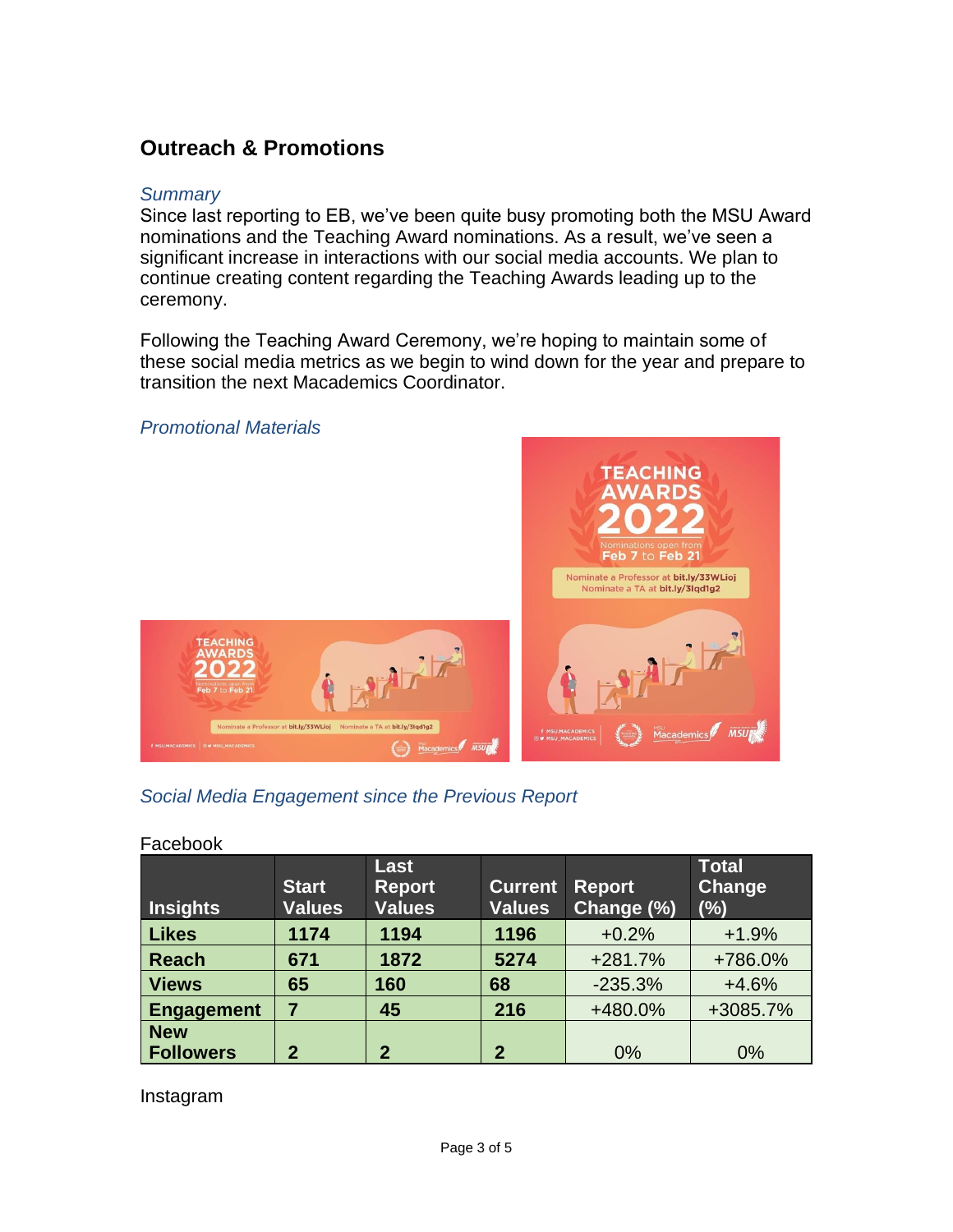## Outreach & Promotions

*Summary*

Since last reporting to EB, we've been quite busy promoting both the MSU Award nominations and the Teaching Award nominations. As a result, we've seen a significant increase in interactions with our social media accounts. We plan to continue creating content regarding the Teaching Awards leading up to the ceremony.

Following the Teaching Award Ceremony, we're hoping to maintain some of these social media metrics as we begin to wind down for the year and prepare to transition the next Macademics Coordinator.

*Promotional Materials*

*Social Media Engagement since the Previous Report*

Facebook

| Insights | Start Values | Last Report Values | Current Values | Report Change (%) | Total Change (%) |
|---|---|---|---|---|---|
| **Likes** | **1174** | **1194** | **1196** | +0.2% | +1.9% |
| **Reach** | **671** | **1872** | **5274** | +281.7% | +786.0% |
| **Views** | **65** | **160** | **68** | -235.3% | +4.6% |
| **Engagement** | **7** | **45** | **216** | +480.0% | +3085.7% |
| **New Followers** | **2** | **2** | **2** | 0% | 0% |

Instagram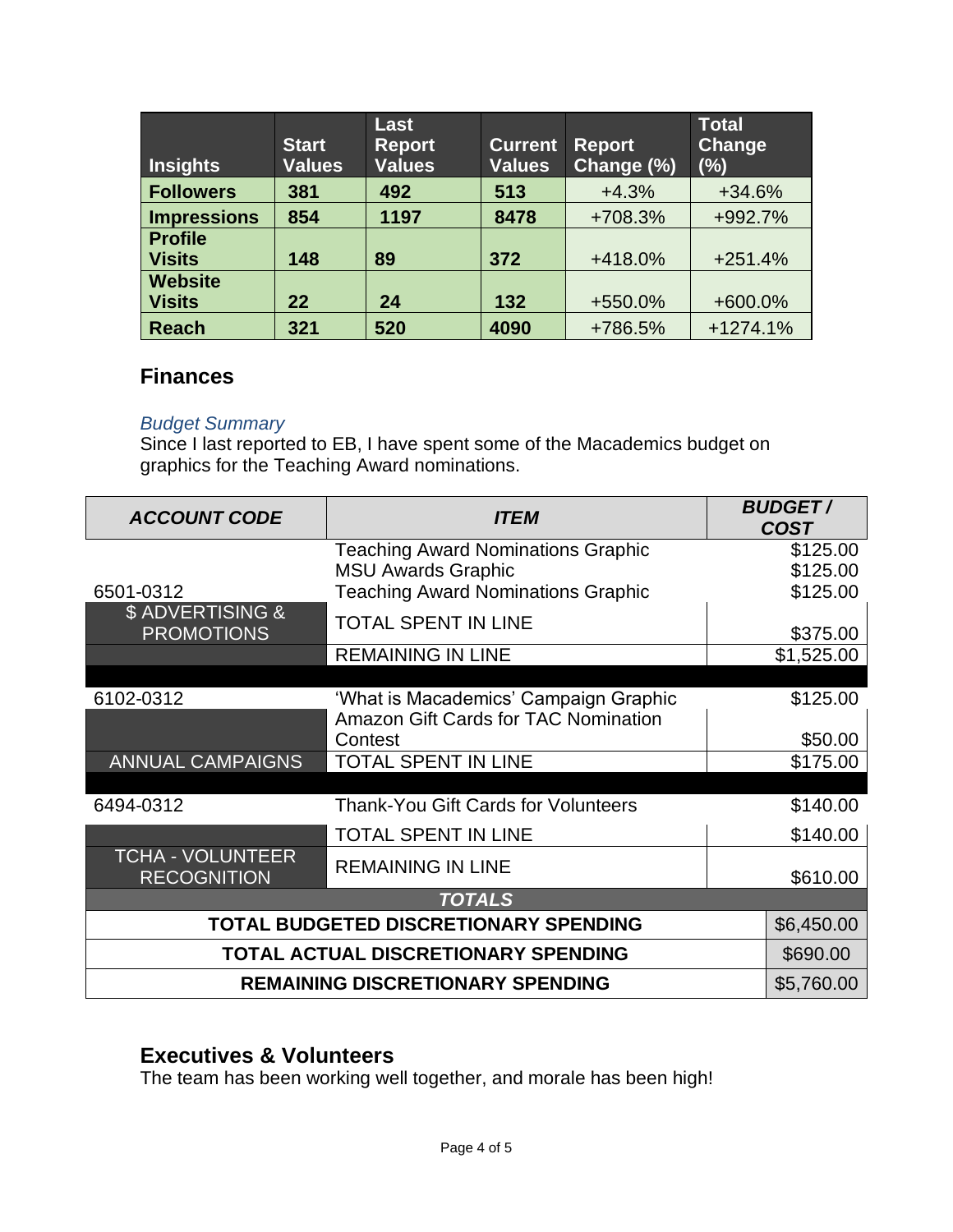| Insights | Start Values | Last Report Values | Current Values | Report Change (%) | Total Change (%) |
|---|---|---|---|---|---|
| **Followers** | **381** | **492** | **513** | +4.3% | +34.6% |
| **Impressions** | **854** | **1197** | **8478** | +708.3% | +992.7% |
| **Profile Visits** | **148** | **89** | **372** | +418.0% | +251.4% |
| **Website Visits** | **22** | **24** | **132** | +550.0% | +600.0% |
| **Reach** | **321** | **520** | **4090** | +786.5% | +1274.1% |

## Finances

*Budget Summary*

Since I last reported to EB, I have spent some of the Macademics budget on graphics for the Teaching Award nominations.

| ***ACCOUNT CODE*** | ***ITEM*** | ***BUDGET / COST*** |
|---|---|---|
| 6501-0312 | Teaching Award Nominations Graphic<br>MSU Awards Graphic<br>Teaching Award Nominations Graphic | $125.00<br>$125.00<br>$125.00 |
| $ ADVERTISING & PROMOTIONS | TOTAL SPENT IN LINE | $375.00 |
| | REMAINING IN LINE | $1,525.00 |
| 6102-0312 | 'What is Macademics' Campaign Graphic | $125.00 |
| | Amazon Gift Cards for TAC Nomination Contest | $50.00 |
| ANNUAL CAMPAIGNS | TOTAL SPENT IN LINE | $175.00 |
| 6494-0312 | Thank-You Gift Cards for Volunteers | $140.00 |
| | TOTAL SPENT IN LINE | $140.00 |
| TCHA - VOLUNTEER RECOGNITION | REMAINING IN LINE | $610.00 |
| | ***TOTALS*** | |
| **TOTAL BUDGETED DISCRETIONARY SPENDING** | | $6,450.00 |
| **TOTAL ACTUAL DISCRETIONARY SPENDING** | | $690.00 |
| **REMAINING DISCRETIONARY SPENDING** | | $5,760.00 |

## Executives & Volunteers

The team has been working well together, and morale has been high!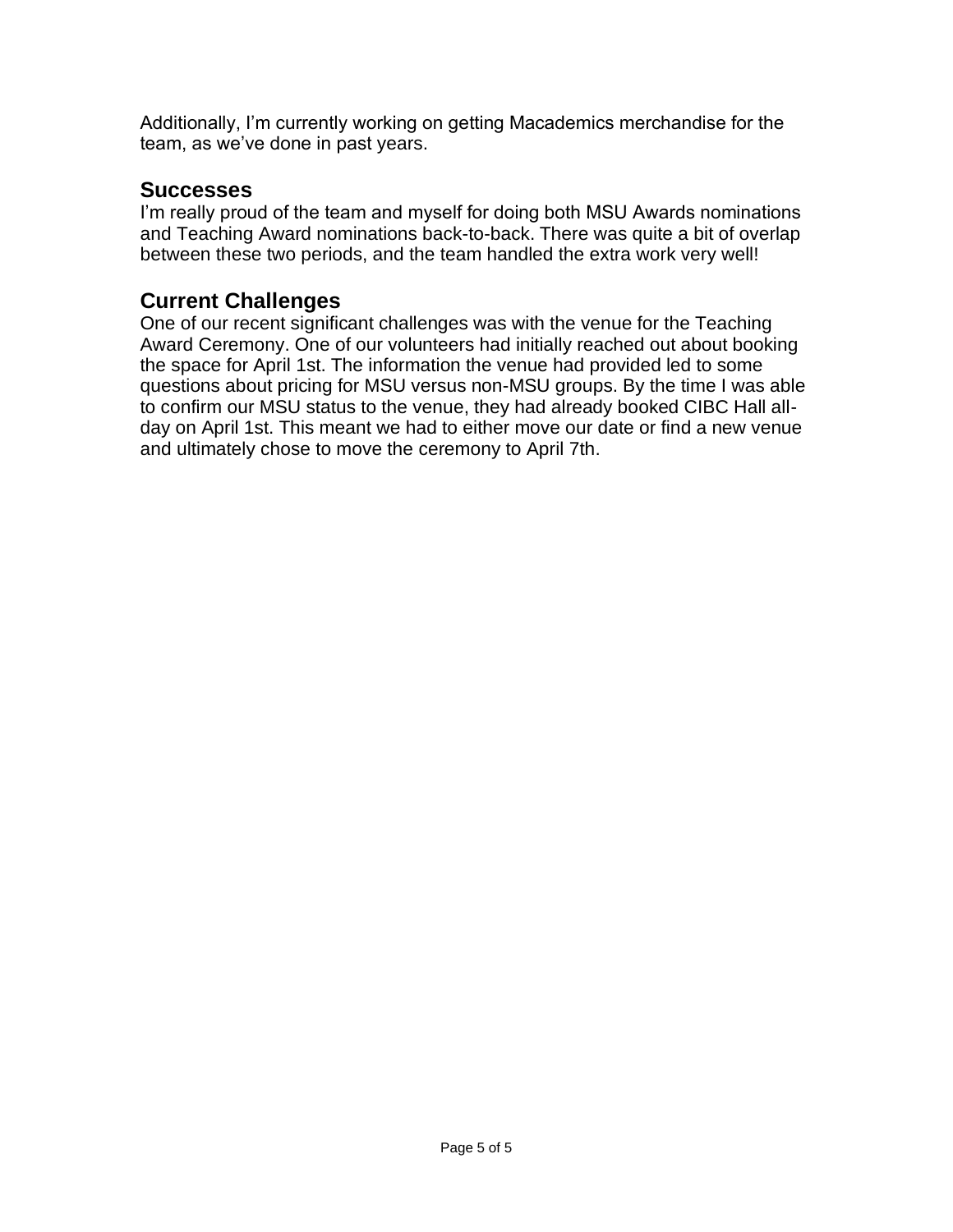Additionally, I'm currently working on getting Macademics merchandise for the team, as we've done in past years.

## Successes

I'm really proud of the team and myself for doing both MSU Awards nominations and Teaching Award nominations back-to-back. There was quite a bit of overlap between these two periods, and the team handled the extra work very well!

## Current Challenges

One of our recent significant challenges was with the venue for the Teaching Award Ceremony. One of our volunteers had initially reached out about booking the space for April 1st. The information the venue had provided led to some questions about pricing for MSU versus non-MSU groups. By the time I was able to confirm our MSU status to the venue, they had already booked CIBC Hall all-day on April 1st. This meant we had to either move our date or find a new venue and ultimately chose to move the ceremony to April 7th.